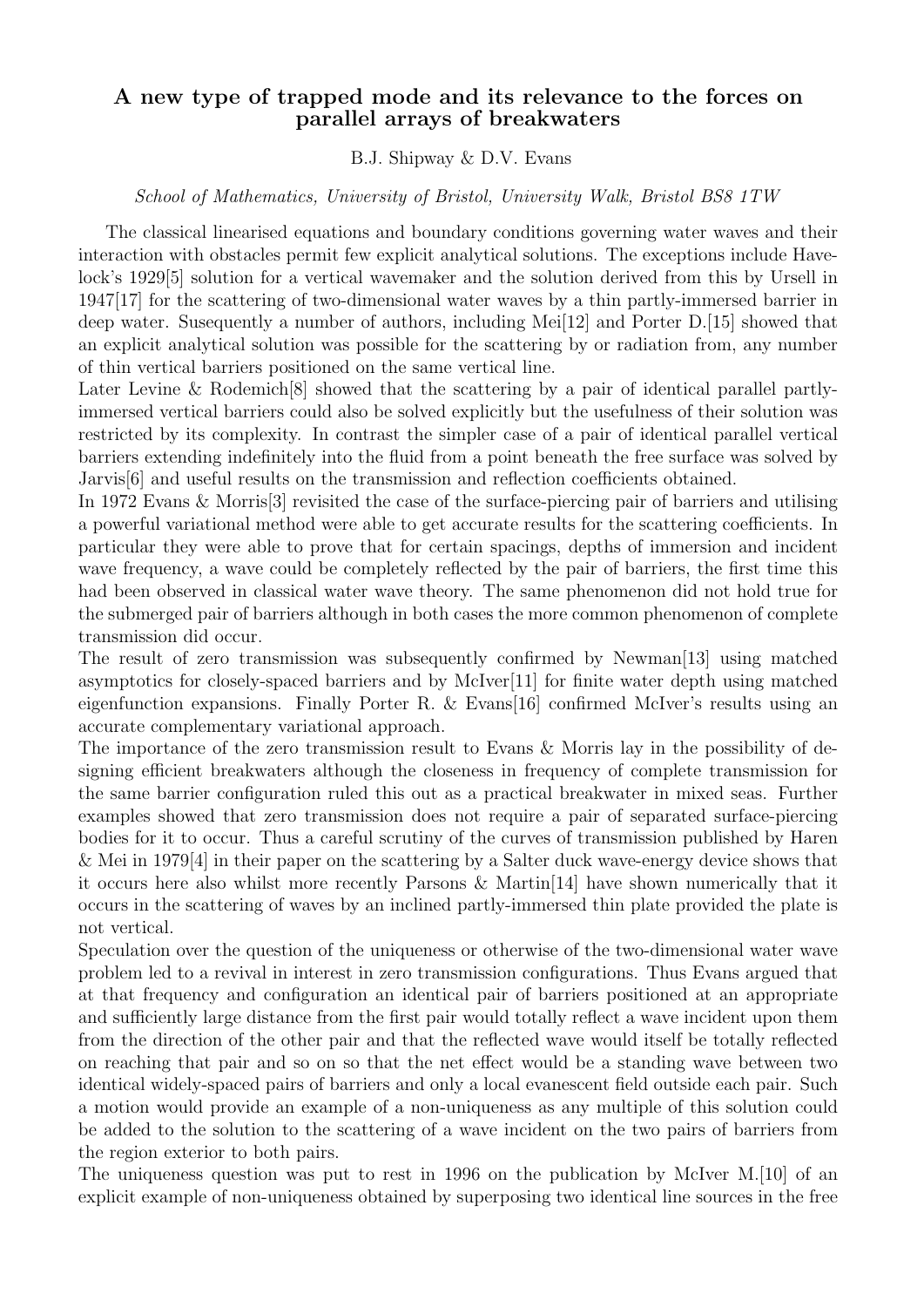# A new type of trapped mode and its relevance to the forces on parallel arrays of breakwaters

B.J. Shipway & D.V. Evans

*School of Mathematics, University of Bristol, University Walk, Bristol BS8 1TW*

The classical linearised equations and boundary conditions governing water waves and their interaction with obstacles permit few explicit analytical solutions. The exceptions include Havelock's 1929[5] solution for a vertical wavemaker and the solution derived from this by Ursell in 1947[17] for the scattering of two-dimensional water waves by a thin partly-immersed barrier in deep water. Susequently a number of authors, including Mei[12] and Porter D.[15] showed that an explicit analytical solution was possible for the scattering by or radiation from, any number of thin vertical barriers positioned on the same vertical line.

Later Levine & Rodemich[8] showed that the scattering by a pair of identical parallel partly-immersed vertical barriers could also be solved explicitly but the usefulness of their solution was restricted by its complexity. In contrast the simpler case of a pair of identical parallel vertical barriers extending indefinitely into the fluid from a point beneath the free surface was solved by Jarvis[6] and useful results on the transmission and reflection coefficients obtained.

In 1972 Evans & Morris[3] revisited the case of the surface-piercing pair of barriers and utilising a powerful variational method were able to get accurate results for the scattering coefficients. In particular they were able to prove that for certain spacings, depths of immersion and incident wave frequency, a wave could be completely reflected by the pair of barriers, the first time this had been observed in classical water wave theory. The same phenomenon did not hold true for the submerged pair of barriers although in both cases the more common phenomenon of complete transmission did occur.

The result of zero transmission was subsequently confirmed by Newman[13] using matched asymptotics for closely-spaced barriers and by McIver[11] for finite water depth using matched eigenfunction expansions. Finally Porter R. & Evans[16] confirmed McIver's results using an accurate complementary variational approach.

The importance of the zero transmission result to Evans & Morris lay in the possibility of designing efficient breakwaters although the closeness in frequency of complete transmission for the same barrier configuration ruled this out as a practical breakwater in mixed seas. Further examples showed that zero transmission does not require a pair of separated surface-piercing bodies for it to occur. Thus a careful scrutiny of the curves of transmission published by Haren & Mei in 1979[4] in their paper on the scattering by a Salter duck wave-energy device shows that it occurs here also whilst more recently Parsons & Martin[14] have shown numerically that it occurs in the scattering of waves by an inclined partly-immersed thin plate provided the plate is not vertical.

Speculation over the question of the uniqueness or otherwise of the two-dimensional water wave problem led to a revival in interest in zero transmission configurations. Thus Evans argued that at that frequency and configuration an identical pair of barriers positioned at an appropriate and sufficiently large distance from the first pair would totally reflect a wave incident upon them from the direction of the other pair and that the reflected wave would itself be totally reflected on reaching that pair and so on so that the net effect would be a standing wave between two identical widely-spaced pairs of barriers and only a local evanescent field outside each pair. Such a motion would provide an example of a non-uniqueness as any multiple of this solution could be added to the solution to the scattering of a wave incident on the two pairs of barriers from the region exterior to both pairs.

The uniqueness question was put to rest in 1996 on the publication by McIver M.[10] of an explicit example of non-uniqueness obtained by superposing two identical line sources in the free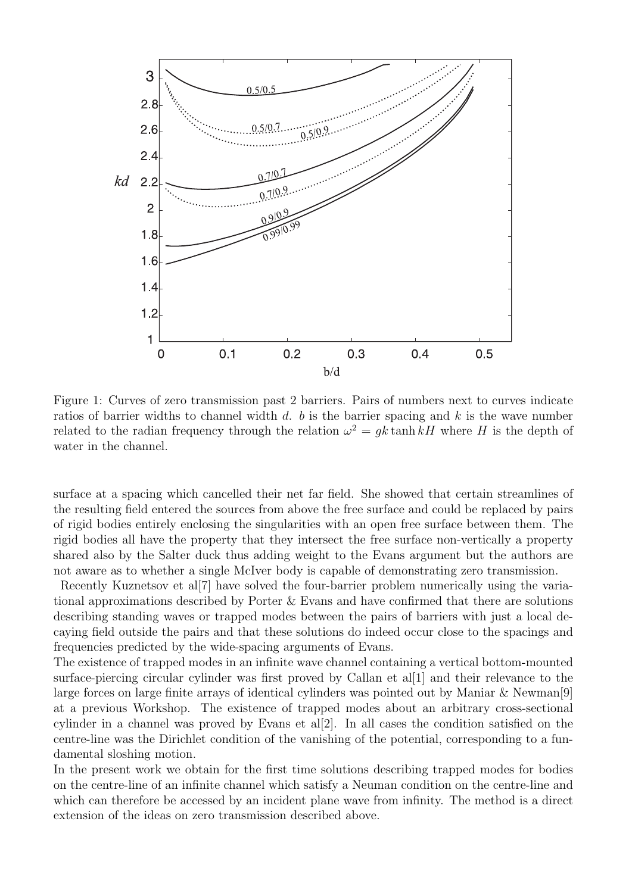Figure 1: Curves of zero transmission past 2 barriers. Pairs of numbers next to curves indicate ratios of barrier widths to channel width $d$. $b$ is the barrier spacing and $k$ is the wave number related to the radian frequency through the relation $\omega^2 = gk \tanh kH$ where $H$ is the depth of water in the channel.

surface at a spacing which cancelled their net far field. She showed that certain streamlines of the resulting field entered the sources from above the free surface and could be replaced by pairs of rigid bodies entirely enclosing the singularities with an open free surface between them. The rigid bodies all have the property that they intersect the free surface non-vertically a property shared also by the Salter duck thus adding weight to the Evans argument but the authors are not aware as to whether a single McIver body is capable of demonstrating zero transmission.

Recently Kuznetsov et al[7] have solved the four-barrier problem numerically using the variational approximations described by Porter & Evans and have confirmed that there are solutions describing standing waves or trapped modes between the pairs of barriers with just a local decaying field outside the pairs and that these solutions do indeed occur close to the spacings and frequencies predicted by the wide-spacing arguments of Evans.

The existence of trapped modes in an infinite wave channel containing a vertical bottom-mounted surface-piercing circular cylinder was first proved by Callan et al[1] and their relevance to the large forces on large finite arrays of identical cylinders was pointed out by Maniar & Newman[9] at a previous Workshop. The existence of trapped modes about an arbitrary cross-sectional cylinder in a channel was proved by Evans et al[2]. In all cases the condition satisfied on the centre-line was the Dirichlet condition of the vanishing of the potential, corresponding to a fundamental sloshing motion.

In the present work we obtain for the first time solutions describing trapped modes for bodies on the centre-line of an infinite channel which satisfy a Neuman condition on the centre-line and which can therefore be accessed by an incident plane wave from infinity. The method is a direct extension of the ideas on zero transmission described above.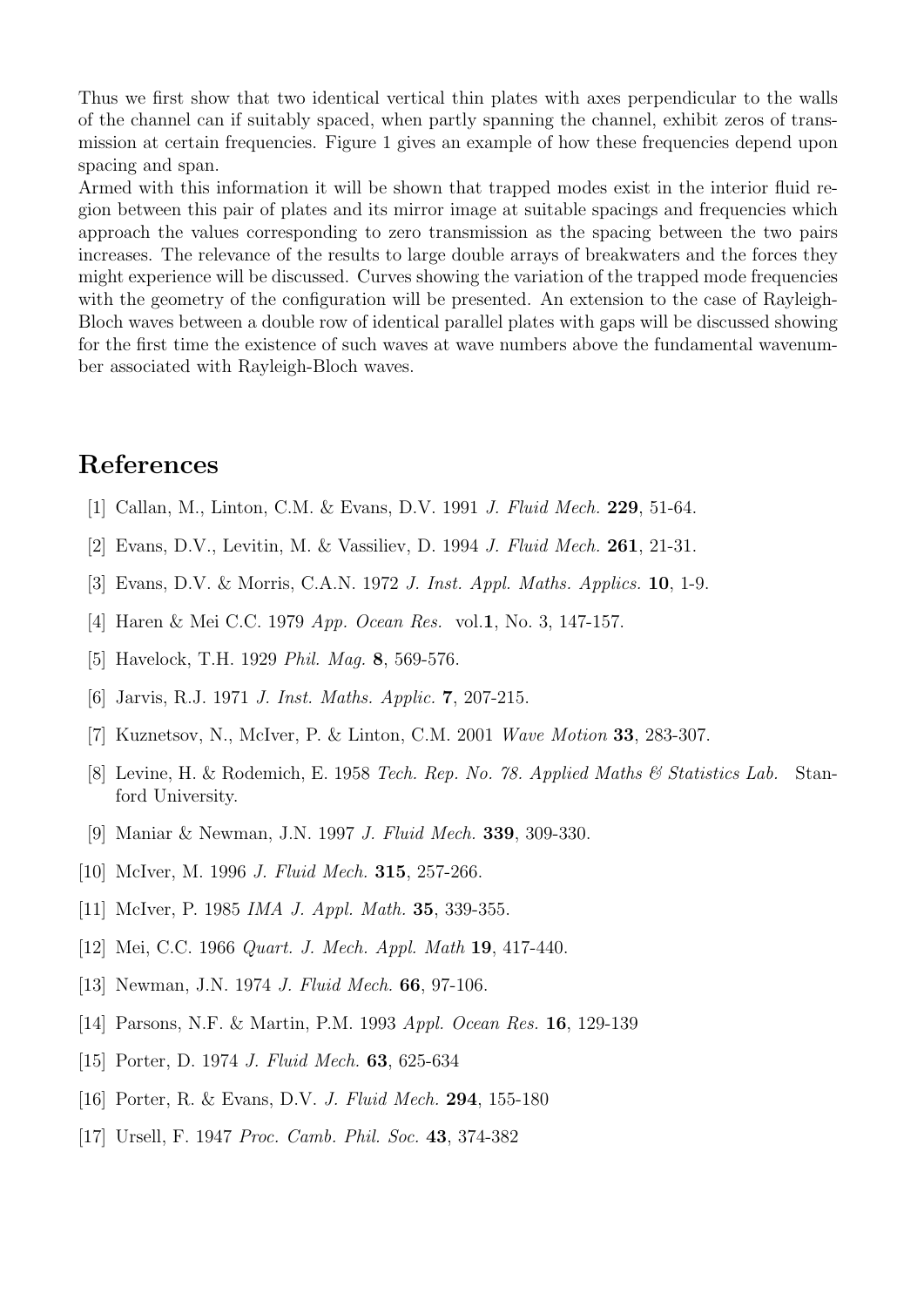Thus we first show that two identical vertical thin plates with axes perpendicular to the walls of the channel can if suitably spaced, when partly spanning the channel, exhibit zeros of transmission at certain frequencies. Figure 1 gives an example of how these frequencies depend upon spacing and span.
Armed with this information it will be shown that trapped modes exist in the interior fluid region between this pair of plates and its mirror image at suitable spacings and frequencies which approach the values corresponding to zero transmission as the spacing between the two pairs increases. The relevance of the results to large double arrays of breakwaters and the forces they might experience will be discussed. Curves showing the variation of the trapped mode frequencies with the geometry of the configuration will be presented. An extension to the case of Rayleigh-Bloch waves between a double row of identical parallel plates with gaps will be discussed showing for the first time the existence of such waves at wave numbers above the fundamental wavenumber associated with Rayleigh-Bloch waves.

# References

[1] Callan, M., Linton, C.M. & Evans, D.V. 1991 *J. Fluid Mech.* **229**, 51-64.

[2] Evans, D.V., Levitin, M. & Vassiliev, D. 1994 *J. Fluid Mech.* **261**, 21-31.

[3] Evans, D.V. & Morris, C.A.N. 1972 *J. Inst. Appl. Maths. Applics.* **10**, 1-9.

[4] Haren & Mei C.C. 1979 *App. Ocean Res.* vol.**1**, No. 3, 147-157.

[5] Havelock, T.H. 1929 *Phil. Mag.* **8**, 569-576.

[6] Jarvis, R.J. 1971 *J. Inst. Maths. Applic.* **7**, 207-215.

[7] Kuznetsov, N., McIver, P. & Linton, C.M. 2001 *Wave Motion* **33**, 283-307.

[8] Levine, H. & Rodemich, E. 1958 *Tech. Rep. No. 78. Applied Maths & Statistics Lab.* Stanford University.

[9] Maniar & Newman, J.N. 1997 *J. Fluid Mech.* **339**, 309-330.

[10] McIver, M. 1996 *J. Fluid Mech.* **315**, 257-266.

[11] McIver, P. 1985 *IMA J. Appl. Math.* **35**, 339-355.

[12] Mei, C.C. 1966 *Quart. J. Mech. Appl. Math* **19**, 417-440.

[13] Newman, J.N. 1974 *J. Fluid Mech.* **66**, 97-106.

[14] Parsons, N.F. & Martin, P.M. 1993 *Appl. Ocean Res.* **16**, 129-139

[15] Porter, D. 1974 *J. Fluid Mech.* **63**, 625-634

[16] Porter, R. & Evans, D.V. *J. Fluid Mech.* **294**, 155-180

[17] Ursell, F. 1947 *Proc. Camb. Phil. Soc.* **43**, 374-382